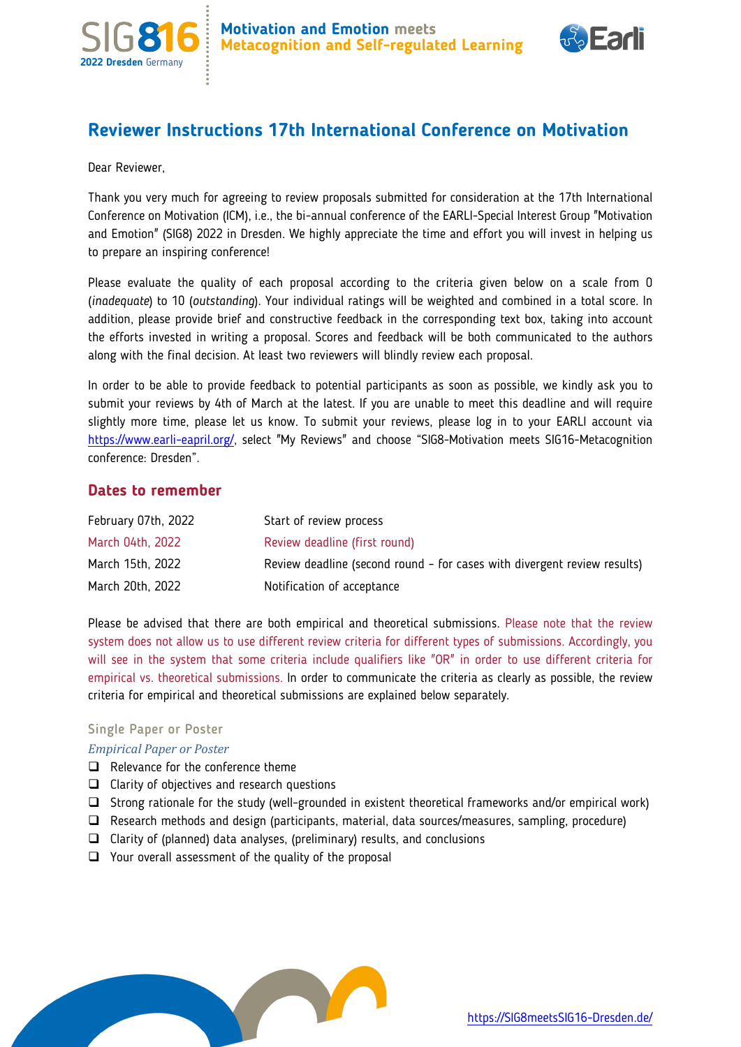# Reviewer Instructions 17th International Conference on Motivation

Dear Reviewer,

Thank you very much for agreeing to review proposals submitted for consideration at the 17th International Conference on Motivation (ICM), i.e., the bi-annual conference of the EARLI-Special Interest Group "Motivation and Emotion" (SIG8) 2022 in Dresden. We highly appreciate the time and effort you will invest in helping us to prepare an inspiring conference!

Please evaluate the quality of each proposal according to the criteria given below on a scale from 0 (*inadequate*) to 10 (*outstanding*). Your individual ratings will be weighted and combined in a total score. In addition, please provide brief and constructive feedback in the corresponding text box, taking into account the efforts invested in writing a proposal. Scores and feedback will be both communicated to the authors along with the final decision. At least two reviewers will blindly review each proposal.

In order to be able to provide feedback to potential participants as soon as possible, we kindly ask you to submit your reviews by 4th of March at the latest. If you are unable to meet this deadline and will require slightly more time, please let us know. To submit your reviews, please log in to your EARLI account via https://www.earli-eapril.org/, select "My Reviews" and choose "SIG8-Motivation meets SIG16-Metacognition conference: Dresden".

## Dates to remember

| | |
|---|---|
| February 07th, 2022 | Start of review process |
| March 04th, 2022 | Review deadline (first round) |
| March 15th, 2022 | Review deadline (second round – for cases with divergent review results) |
| March 20th, 2022 | Notification of acceptance |

Please be advised that there are both empirical and theoretical submissions. Please note that the review system does not allow us to use different review criteria for different types of submissions. Accordingly, you will see in the system that some criteria include qualifiers like "OR" in order to use different criteria for empirical vs. theoretical submissions. In order to communicate the criteria as clearly as possible, the review criteria for empirical and theoretical submissions are explained below separately.

### Single Paper or Poster

*Empirical Paper or Poster*

- ❑ Relevance for the conference theme
- ❑ Clarity of objectives and research questions
- ❑ Strong rationale for the study (well-grounded in existent theoretical frameworks and/or empirical work)
- ❑ Research methods and design (participants, material, data sources/measures, sampling, procedure)
- ❑ Clarity of (planned) data analyses, (preliminary) results, and conclusions
- ❑ Your overall assessment of the quality of the proposal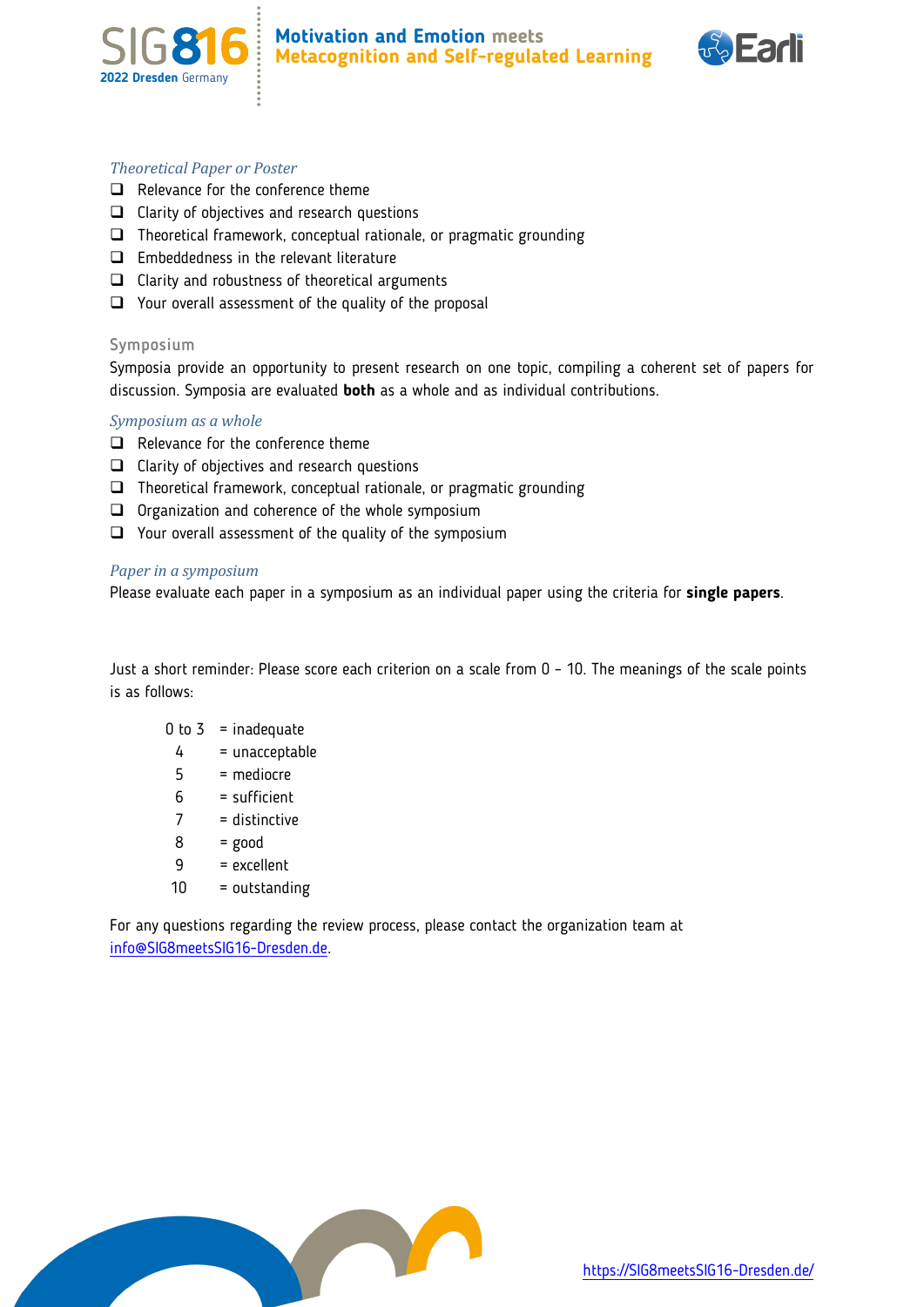*Theoretical Paper or Poster*

- ❑ Relevance for the conference theme
- ❑ Clarity of objectives and research questions
- ❑ Theoretical framework, conceptual rationale, or pragmatic grounding
- ❑ Embeddedness in the relevant literature
- ❑ Clarity and robustness of theoretical arguments
- ❑ Your overall assessment of the quality of the proposal

## Symposium

Symposia provide an opportunity to present research on one topic, compiling a coherent set of papers for discussion. Symposia are evaluated **both** as a whole and as individual contributions.

*Symposium as a whole*

- ❑ Relevance for the conference theme
- ❑ Clarity of objectives and research questions
- ❑ Theoretical framework, conceptual rationale, or pragmatic grounding
- ❑ Organization and coherence of the whole symposium
- ❑ Your overall assessment of the quality of the symposium

*Paper in a symposium*

Please evaluate each paper in a symposium as an individual paper using the criteria for **single papers**.

Just a short reminder: Please score each criterion on a scale from 0 – 10. The meanings of the scale points is as follows:

| | |
|---|---|
| 0 to 3 | = inadequate |
| 4 | = unacceptable |
| 5 | = mediocre |
| 6 | = sufficient |
| 7 | = distinctive |
| 8 | = good |
| 9 | = excellent |
| 10 | = outstanding |

For any questions regarding the review process, please contact the organization team at info@SIG8meetsSIG16-Dresden.de.